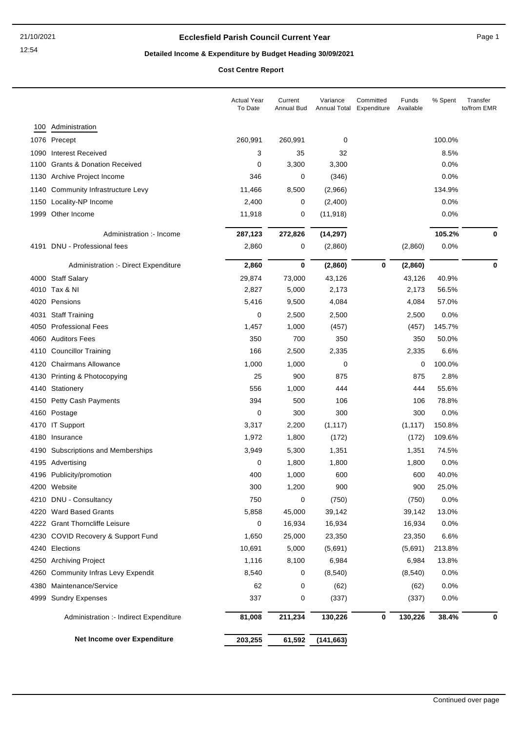# Ecclesfield Parish Council Current Year

## Detailed Income & Expenditure by Budget Heading 30/09/2021

### Cost Centre Report

| | | Actual Year To Date | Current Annual Bud | Variance Annual Total | Committed Expenditure | Funds Available | % Spent | Transfer to/from EMR |
|---|---|---|---|---|---|---|---|---|
| 100 | Administration | | | | | | | |
| 1076 | Precept | 260,991 | 260,991 | 0 | | | 100.0% | |
| 1090 | Interest Received | 3 | 35 | 32 | | | 8.5% | |
| 1100 | Grants & Donation Received | 0 | 3,300 | 3,300 | | | 0.0% | |
| 1130 | Archive Project Income | 346 | 0 | (346) | | | 0.0% | |
| 1140 | Community Infrastructure Levy | 11,466 | 8,500 | (2,966) | | | 134.9% | |
| 1150 | Locality-NP Income | 2,400 | 0 | (2,400) | | | 0.0% | |
| 1999 | Other Income | 11,918 | 0 | (11,918) | | | 0.0% | |
| | Administration :- Income | **287,123** | **272,826** | **(14,297)** | | | **105.2%** | **0** |
| 4191 | DNU - Professional fees | 2,860 | 0 | (2,860) | | (2,860) | 0.0% | |
| | Administration :- Direct Expenditure | **2,860** | **0** | **(2,860)** | **0** | **(2,860)** | | **0** |
| 4000 | Staff Salary | 29,874 | 73,000 | 43,126 | | 43,126 | 40.9% | |
| 4010 | Tax & NI | 2,827 | 5,000 | 2,173 | | 2,173 | 56.5% | |
| 4020 | Pensions | 5,416 | 9,500 | 4,084 | | 4,084 | 57.0% | |
| 4031 | Staff Training | 0 | 2,500 | 2,500 | | 2,500 | 0.0% | |
| 4050 | Professional Fees | 1,457 | 1,000 | (457) | | (457) | 145.7% | |
| 4060 | Auditors Fees | 350 | 700 | 350 | | 350 | 50.0% | |
| 4110 | Councillor Training | 166 | 2,500 | 2,335 | | 2,335 | 6.6% | |
| 4120 | Chairmans Allowance | 1,000 | 1,000 | 0 | | 0 | 100.0% | |
| 4130 | Printing & Photocopying | 25 | 900 | 875 | | 875 | 2.8% | |
| 4140 | Stationery | 556 | 1,000 | 444 | | 444 | 55.6% | |
| 4150 | Petty Cash Payments | 394 | 500 | 106 | | 106 | 78.8% | |
| 4160 | Postage | 0 | 300 | 300 | | 300 | 0.0% | |
| 4170 | IT Support | 3,317 | 2,200 | (1,117) | | (1,117) | 150.8% | |
| 4180 | Insurance | 1,972 | 1,800 | (172) | | (172) | 109.6% | |
| 4190 | Subscriptions and Memberships | 3,949 | 5,300 | 1,351 | | 1,351 | 74.5% | |
| 4195 | Advertising | 0 | 1,800 | 1,800 | | 1,800 | 0.0% | |
| 4196 | Publicity/promotion | 400 | 1,000 | 600 | | 600 | 40.0% | |
| 4200 | Website | 300 | 1,200 | 900 | | 900 | 25.0% | |
| 4210 | DNU - Consultancy | 750 | 0 | (750) | | (750) | 0.0% | |
| 4220 | Ward Based Grants | 5,858 | 45,000 | 39,142 | | 39,142 | 13.0% | |
| 4222 | Grant Thorncliffe Leisure | 0 | 16,934 | 16,934 | | 16,934 | 0.0% | |
| 4230 | COVID Recovery & Support Fund | 1,650 | 25,000 | 23,350 | | 23,350 | 6.6% | |
| 4240 | Elections | 10,691 | 5,000 | (5,691) | | (5,691) | 213.8% | |
| 4250 | Archiving Project | 1,116 | 8,100 | 6,984 | | 6,984 | 13.8% | |
| 4260 | Community Infras Levy Expendit | 8,540 | 0 | (8,540) | | (8,540) | 0.0% | |
| 4380 | Maintenance/Service | 62 | 0 | (62) | | (62) | 0.0% | |
| 4999 | Sundry Expenses | 337 | 0 | (337) | | (337) | 0.0% | |
| | Administration :- Indirect Expenditure | **81,008** | **211,234** | **130,226** | **0** | **130,226** | **38.4%** | **0** |
| | **Net Income over Expenditure** | **203,255** | **61,592** | **(141,663)** | | | | |

Continued over page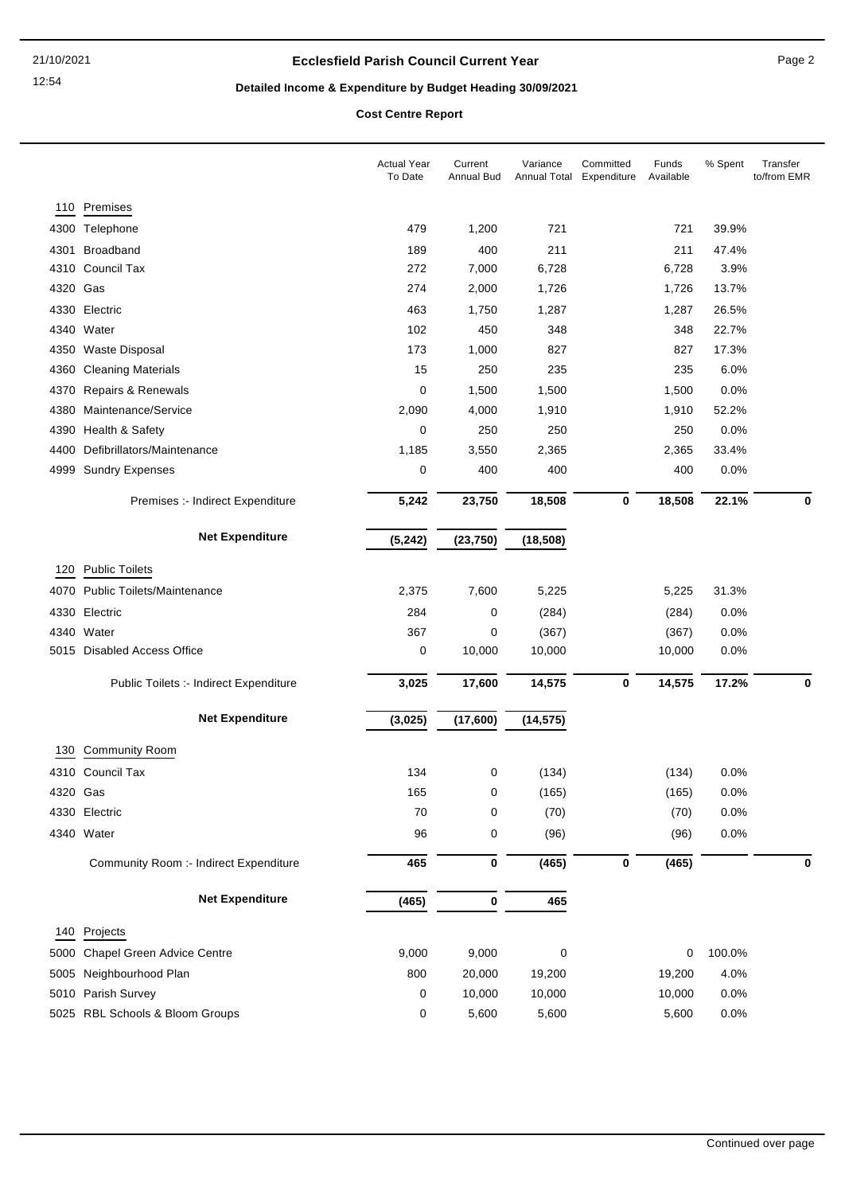# Ecclesfield Parish Council Current Year

## Detailed Income & Expenditure by Budget Heading 30/09/2021

### Cost Centre Report

| | | Actual Year To Date | Current Annual Bud | Variance Annual Total | Committed Expenditure | Funds Available | % Spent | Transfer to/from EMR |
|---|---|---|---|---|---|---|---|---|
| **110** | **Premises** | | | | | | | |
| 4300 | Telephone | 479 | 1,200 | 721 | | 721 | 39.9% | |
| 4301 | Broadband | 189 | 400 | 211 | | 211 | 47.4% | |
| 4310 | Council Tax | 272 | 7,000 | 6,728 | | 6,728 | 3.9% | |
| 4320 | Gas | 274 | 2,000 | 1,726 | | 1,726 | 13.7% | |
| 4330 | Electric | 463 | 1,750 | 1,287 | | 1,287 | 26.5% | |
| 4340 | Water | 102 | 450 | 348 | | 348 | 22.7% | |
| 4350 | Waste Disposal | 173 | 1,000 | 827 | | 827 | 17.3% | |
| 4360 | Cleaning Materials | 15 | 250 | 235 | | 235 | 6.0% | |
| 4370 | Repairs & Renewals | 0 | 1,500 | 1,500 | | 1,500 | 0.0% | |
| 4380 | Maintenance/Service | 2,090 | 4,000 | 1,910 | | 1,910 | 52.2% | |
| 4390 | Health & Safety | 0 | 250 | 250 | | 250 | 0.0% | |
| 4400 | Defibrillators/Maintenance | 1,185 | 3,550 | 2,365 | | 2,365 | 33.4% | |
| 4999 | Sundry Expenses | 0 | 400 | 400 | | 400 | 0.0% | |
| | Premises :- Indirect Expenditure | **5,242** | **23,750** | **18,508** | **0** | **18,508** | **22.1%** | **0** |
| | **Net Expenditure** | **(5,242)** | **(23,750)** | **(18,508)** | | | | |
| **120** | **Public Toilets** | | | | | | | |
| 4070 | Public Toilets/Maintenance | 2,375 | 7,600 | 5,225 | | 5,225 | 31.3% | |
| 4330 | Electric | 284 | 0 | (284) | | (284) | 0.0% | |
| 4340 | Water | 367 | 0 | (367) | | (367) | 0.0% | |
| 5015 | Disabled Access Office | 0 | 10,000 | 10,000 | | 10,000 | 0.0% | |
| | Public Toilets :- Indirect Expenditure | **3,025** | **17,600** | **14,575** | **0** | **14,575** | **17.2%** | **0** |
| | **Net Expenditure** | **(3,025)** | **(17,600)** | **(14,575)** | | | | |
| **130** | **Community Room** | | | | | | | |
| 4310 | Council Tax | 134 | 0 | (134) | | (134) | 0.0% | |
| 4320 | Gas | 165 | 0 | (165) | | (165) | 0.0% | |
| 4330 | Electric | 70 | 0 | (70) | | (70) | 0.0% | |
| 4340 | Water | 96 | 0 | (96) | | (96) | 0.0% | |
| | Community Room :- Indirect Expenditure | **465** | **0** | **(465)** | **0** | **(465)** | | **0** |
| | **Net Expenditure** | **(465)** | **0** | **465** | | | | |
| **140** | **Projects** | | | | | | | |
| 5000 | Chapel Green Advice Centre | 9,000 | 9,000 | 0 | | 0 | 100.0% | |
| 5005 | Neighbourhood Plan | 800 | 20,000 | 19,200 | | 19,200 | 4.0% | |
| 5010 | Parish Survey | 0 | 10,000 | 10,000 | | 10,000 | 0.0% | |
| 5025 | RBL Schools & Bloom Groups | 0 | 5,600 | 5,600 | | 5,600 | 0.0% | |

Continued over page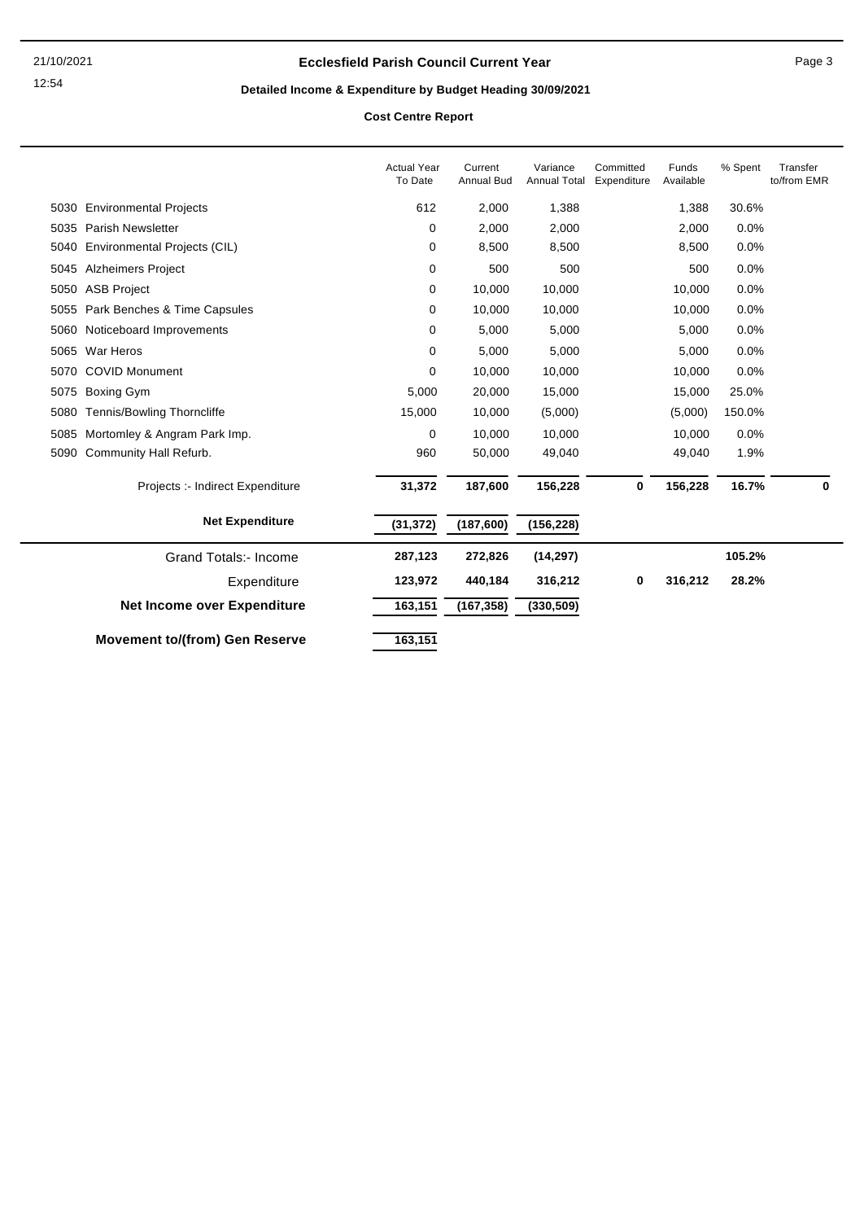# Ecclesfield Parish Council Current Year

## Detailed Income & Expenditure by Budget Heading 30/09/2021

### Cost Centre Report

| | Actual Year To Date | Current Annual Bud | Variance Annual Total | Committed Expenditure | Funds Available | % Spent | Transfer to/from EMR |
|---|---|---|---|---|---|---|---|
| 5030 Environmental Projects | 612 | 2,000 | 1,388 | | 1,388 | 30.6% | |
| 5035 Parish Newsletter | 0 | 2,000 | 2,000 | | 2,000 | 0.0% | |
| 5040 Environmental Projects (CIL) | 0 | 8,500 | 8,500 | | 8,500 | 0.0% | |
| 5045 Alzheimers Project | 0 | 500 | 500 | | 500 | 0.0% | |
| 5050 ASB Project | 0 | 10,000 | 10,000 | | 10,000 | 0.0% | |
| 5055 Park Benches & Time Capsules | 0 | 10,000 | 10,000 | | 10,000 | 0.0% | |
| 5060 Noticeboard Improvements | 0 | 5,000 | 5,000 | | 5,000 | 0.0% | |
| 5065 War Heros | 0 | 5,000 | 5,000 | | 5,000 | 0.0% | |
| 5070 COVID Monument | 0 | 10,000 | 10,000 | | 10,000 | 0.0% | |
| 5075 Boxing Gym | 5,000 | 20,000 | 15,000 | | 15,000 | 25.0% | |
| 5080 Tennis/Bowling Thorncliffe | 15,000 | 10,000 | (5,000) | | (5,000) | 150.0% | |
| 5085 Mortomley & Angram Park Imp. | 0 | 10,000 | 10,000 | | 10,000 | 0.0% | |
| 5090 Community Hall Refurb. | 960 | 50,000 | 49,040 | | 49,040 | 1.9% | |
| Projects :- Indirect Expenditure | **31,372** | **187,600** | **156,228** | **0** | **156,228** | **16.7%** | **0** |
| **Net Expenditure** | **(31,372)** | **(187,600)** | **(156,228)** | | | | |
| Grand Totals:- Income | **287,123** | **272,826** | **(14,297)** | | | **105.2%** | |
| Expenditure | **123,972** | **440,184** | **316,212** | **0** | **316,212** | **28.2%** | |
| **Net Income over Expenditure** | **163,151** | **(167,358)** | **(330,509)** | | | | |
| **Movement to/(from) Gen Reserve** | **163,151** | | | | | | |